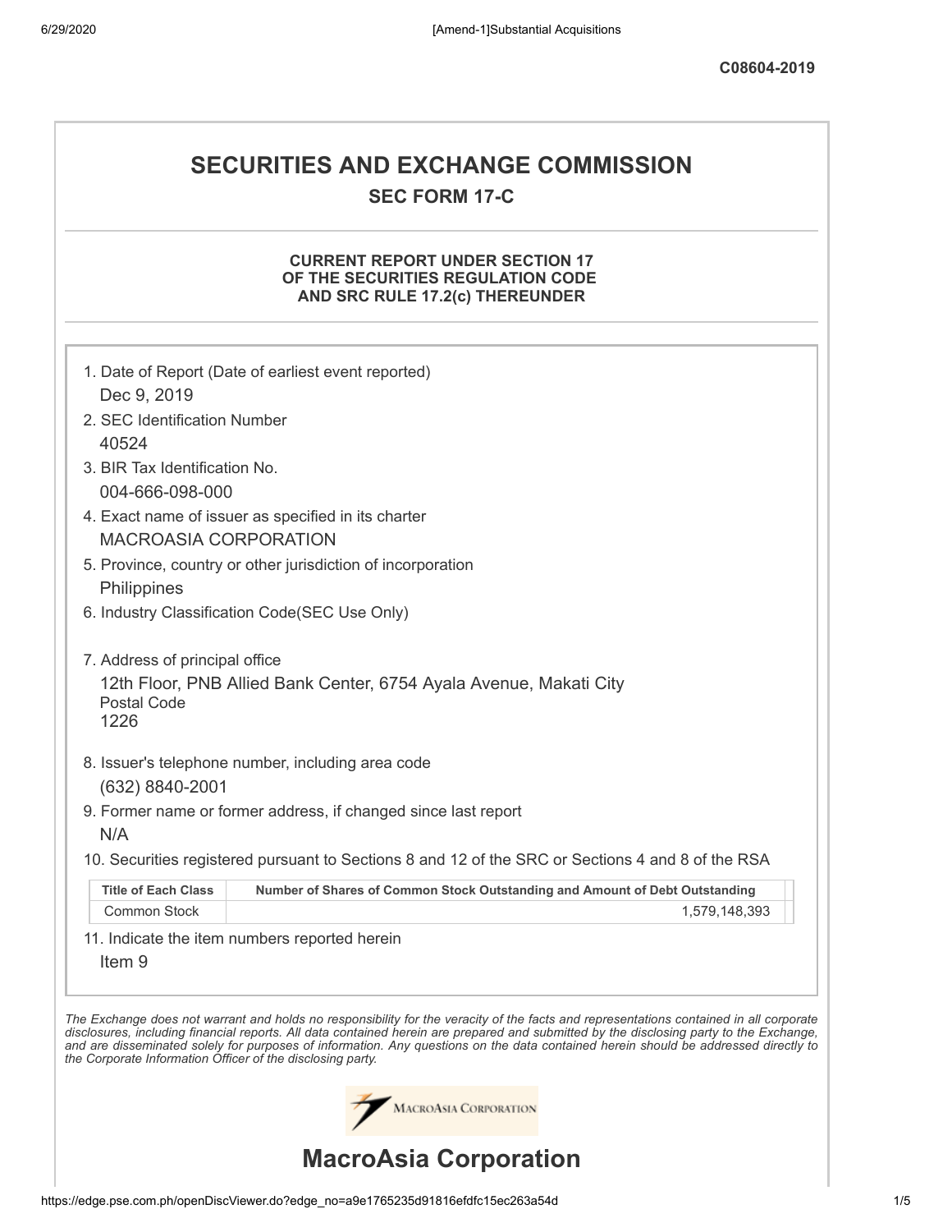C08604-2019

# SECURITIES AND EXCHANGE COMMISSION

## SEC FORM 17-C

### CURRENT REPORT UNDER SECTION 17 OF THE SECURITIES REGULATION CODE AND SRC RULE 17.2(c) THEREUNDER

1. Date of Report (Date of earliest event reported)
   Dec 9, 2019
2. SEC Identification Number
   40524
3. BIR Tax Identification No.
   004-666-098-000
4. Exact name of issuer as specified in its charter
   MACROASIA CORPORATION
5. Province, country or other jurisdiction of incorporation
   Philippines
6. Industry Classification Code(SEC Use Only)

7. Address of principal office
   12th Floor, PNB Allied Bank Center, 6754 Ayala Avenue, Makati City
   Postal Code
   1226
8. Issuer's telephone number, including area code
   (632) 8840-2001
9. Former name or former address, if changed since last report
   N/A
10. Securities registered pursuant to Sections 8 and 12 of the SRC or Sections 4 and 8 of the RSA

| Title of Each Class | Number of Shares of Common Stock Outstanding and Amount of Debt Outstanding |
|---|---|
| Common Stock | 1,579,148,393 |

11. Indicate the item numbers reported herein
    Item 9

*The Exchange does not warrant and holds no responsibility for the veracity of the facts and representations contained in all corporate disclosures, including financial reports. All data contained herein are prepared and submitted by the disclosing party to the Exchange, and are disseminated solely for purposes of information. Any questions on the data contained herein should be addressed directly to the Corporate Information Officer of the disclosing party.*

MacroAsia Corporation

# MacroAsia Corporation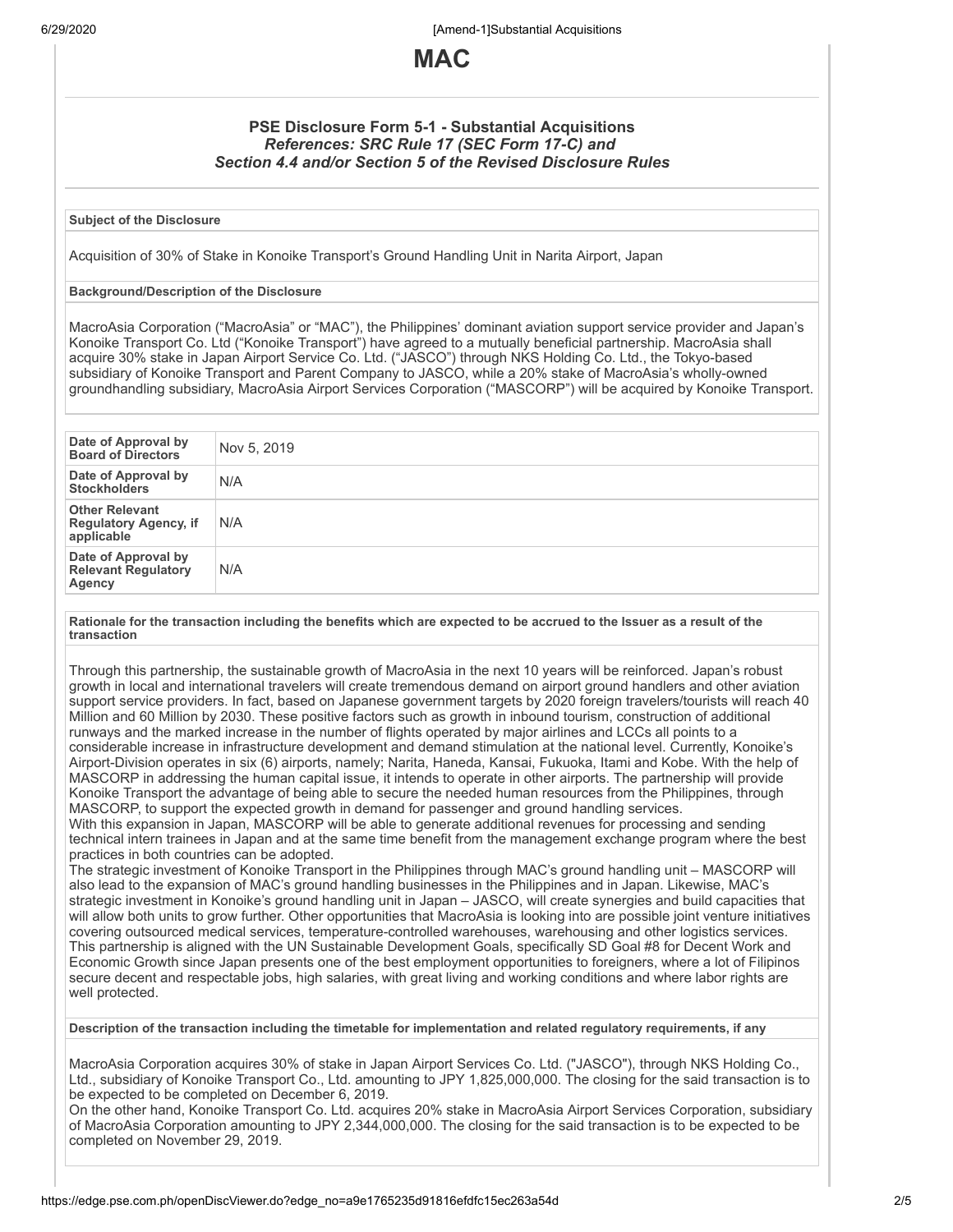# MAC

## PSE Disclosure Form 5-1 - Substantial Acquisitions

***References: SRC Rule 17 (SEC Form 17-C) and Section 4.4 and/or Section 5 of the Revised Disclosure Rules***

**Subject of the Disclosure**

Acquisition of 30% of Stake in Konoike Transport's Ground Handling Unit in Narita Airport, Japan

**Background/Description of the Disclosure**

MacroAsia Corporation ("MacroAsia" or "MAC"), the Philippines' dominant aviation support service provider and Japan's Konoike Transport Co. Ltd ("Konoike Transport") have agreed to a mutually beneficial partnership. MacroAsia shall acquire 30% stake in Japan Airport Service Co. Ltd. ("JASCO") through NKS Holding Co. Ltd., the Tokyo-based subsidiary of Konoike Transport and Parent Company to JASCO, while a 20% stake of MacroAsia's wholly-owned groundhandling subsidiary, MacroAsia Airport Services Corporation ("MASCORP") will be acquired by Konoike Transport.

| | |
|---|---|
| **Date of Approval by Board of Directors** | Nov 5, 2019 |
| **Date of Approval by Stockholders** | N/A |
| **Other Relevant Regulatory Agency, if applicable** | N/A |
| **Date of Approval by Relevant Regulatory Agency** | N/A |

**Rationale for the transaction including the benefits which are expected to be accrued to the Issuer as a result of the transaction**

Through this partnership, the sustainable growth of MacroAsia in the next 10 years will be reinforced. Japan's robust growth in local and international travelers will create tremendous demand on airport ground handlers and other aviation support service providers. In fact, based on Japanese government targets by 2020 foreign travelers/tourists will reach 40 Million and 60 Million by 2030. These positive factors such as growth in inbound tourism, construction of additional runways and the marked increase in the number of flights operated by major airlines and LCCs all points to a considerable increase in infrastructure development and demand stimulation at the national level. Currently, Konoike's Airport-Division operates in six (6) airports, namely; Narita, Haneda, Kansai, Fukuoka, Itami and Kobe. With the help of MASCORP in addressing the human capital issue, it intends to operate in other airports. The partnership will provide Konoike Transport the advantage of being able to secure the needed human resources from the Philippines, through MASCORP, to support the expected growth in demand for passenger and ground handling services.
With this expansion in Japan, MASCORP will be able to generate additional revenues for processing and sending technical intern trainees in Japan and at the same time benefit from the management exchange program where the best practices in both countries can be adopted.
The strategic investment of Konoike Transport in the Philippines through MAC's ground handling unit – MASCORP will also lead to the expansion of MAC's ground handling businesses in the Philippines and in Japan. Likewise, MAC's strategic investment in Konoike's ground handling unit in Japan – JASCO, will create synergies and build capacities that will allow both units to grow further. Other opportunities that MacroAsia is looking into are possible joint venture initiatives covering outsourced medical services, temperature-controlled warehouses, warehousing and other logistics services.
This partnership is aligned with the UN Sustainable Development Goals, specifically SD Goal #8 for Decent Work and Economic Growth since Japan presents one of the best employment opportunities to foreigners, where a lot of Filipinos secure decent and respectable jobs, high salaries, with great living and working conditions and where labor rights are well protected.

**Description of the transaction including the timetable for implementation and related regulatory requirements, if any**

MacroAsia Corporation acquires 30% of stake in Japan Airport Services Co. Ltd. ("JASCO"), through NKS Holding Co., Ltd., subsidiary of Konoike Transport Co., Ltd. amounting to JPY 1,825,000,000. The closing for the said transaction is to be expected to be completed on December 6, 2019.
On the other hand, Konoike Transport Co. Ltd. acquires 20% stake in MacroAsia Airport Services Corporation, subsidiary of MacroAsia Corporation amounting to JPY 2,344,000,000. The closing for the said transaction is to be expected to be completed on November 29, 2019.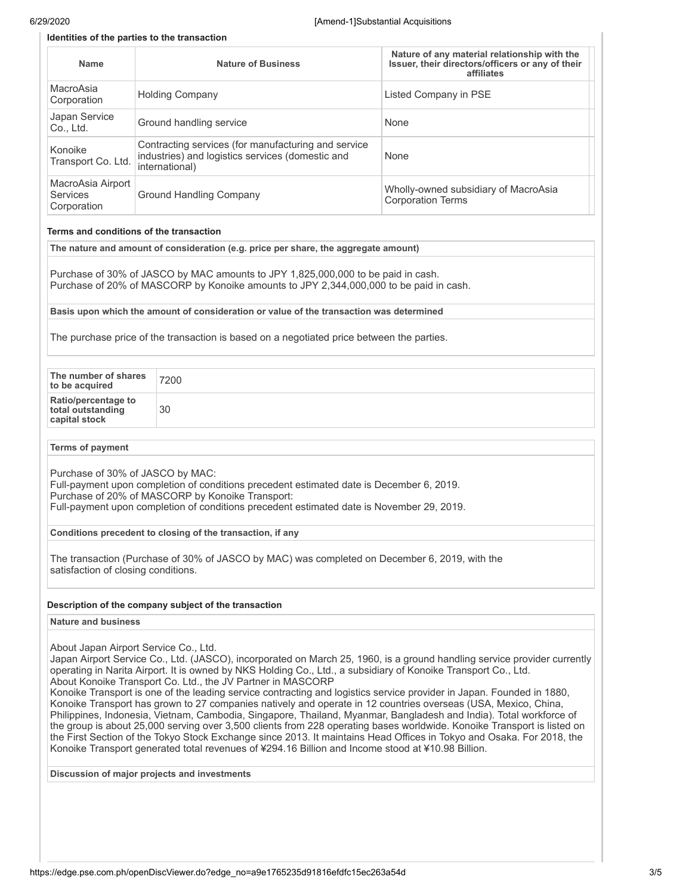**Identities of the parties to the transaction**

| Name | Nature of Business | Nature of any material relationship with the Issuer, their directors/officers or any of their affiliates |
|---|---|---|
| MacroAsia Corporation | Holding Company | Listed Company in PSE |
| Japan Service Co., Ltd. | Ground handling service | None |
| Konoike Transport Co. Ltd. | Contracting services (for manufacturing and service industries) and logistics services (domestic and international) | None |
| MacroAsia Airport Services Corporation | Ground Handling Company | Wholly-owned subsidiary of MacroAsia Corporation Terms |

**Terms and conditions of the transaction**

**The nature and amount of consideration (e.g. price per share, the aggregate amount)**

Purchase of 30% of JASCO by MAC amounts to JPY 1,825,000,000 to be paid in cash.
Purchase of 20% of MASCORP by Konoike amounts to JPY 2,344,000,000 to be paid in cash.

**Basis upon which the amount of consideration or value of the transaction was determined**

The purchase price of the transaction is based on a negotiated price between the parties.

| | |
|---|---|
| **The number of shares to be acquired** | 7200 |
| **Ratio/percentage to total outstanding capital stock** | 30 |

**Terms of payment**

Purchase of 30% of JASCO by MAC:
Full-payment upon completion of conditions precedent estimated date is December 6, 2019.
Purchase of 20% of MASCORP by Konoike Transport:
Full-payment upon completion of conditions precedent estimated date is November 29, 2019.

**Conditions precedent to closing of the transaction, if any**

The transaction (Purchase of 30% of JASCO by MAC) was completed on December 6, 2019, with the satisfaction of closing conditions.

**Description of the company subject of the transaction**

**Nature and business**

About Japan Airport Service Co., Ltd.
Japan Airport Service Co., Ltd. (JASCO), incorporated on March 25, 1960, is a ground handling service provider currently operating in Narita Airport. It is owned by NKS Holding Co., Ltd., a subsidiary of Konoike Transport Co., Ltd.
About Konoike Transport Co. Ltd., the JV Partner in MASCORP
Konoike Transport is one of the leading service contracting and logistics service provider in Japan. Founded in 1880, Konoike Transport has grown to 27 companies natively and operate in 12 countries overseas (USA, Mexico, China, Philippines, Indonesia, Vietnam, Cambodia, Singapore, Thailand, Myanmar, Bangladesh and India). Total workforce of the group is about 25,000 serving over 3,500 clients from 228 operating bases worldwide. Konoike Transport is listed on the First Section of the Tokyo Stock Exchange since 2013. It maintains Head Offices in Tokyo and Osaka. For 2018, the Konoike Transport generated total revenues of ¥294.16 Billion and Income stood at ¥10.98 Billion.

**Discussion of major projects and investments**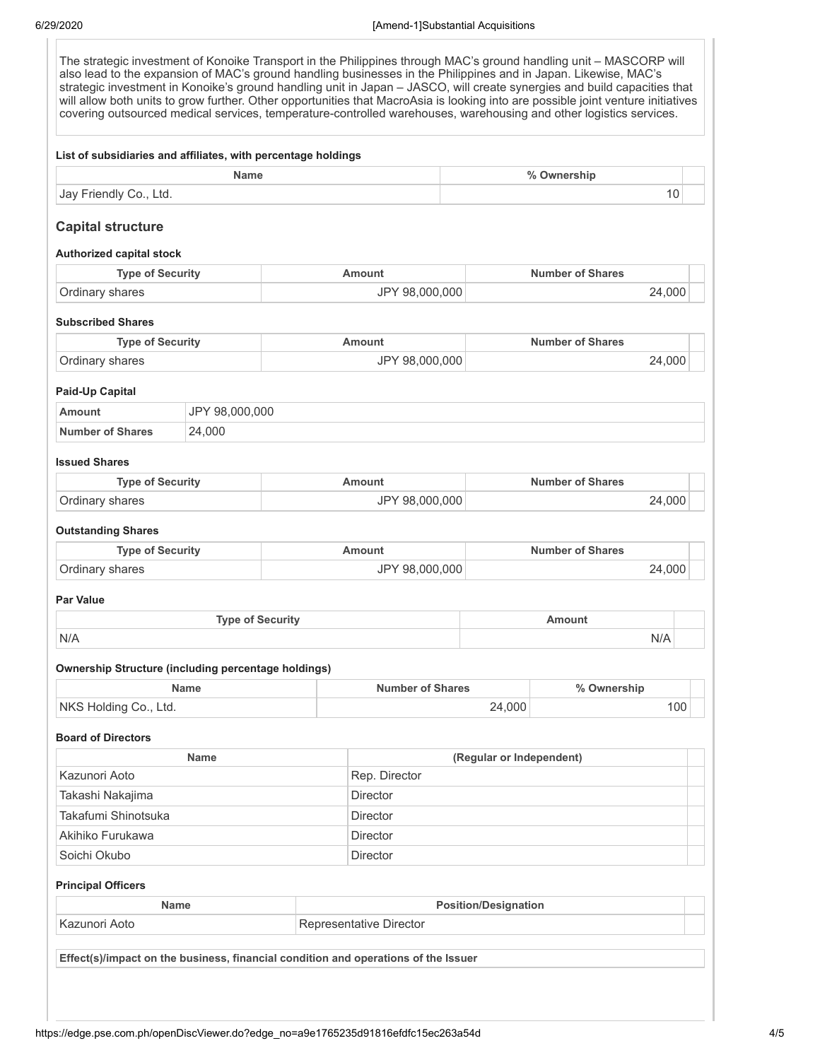The strategic investment of Konoike Transport in the Philippines through MAC's ground handling unit – MASCORP will also lead to the expansion of MAC's ground handling businesses in the Philippines and in Japan. Likewise, MAC's strategic investment in Konoike's ground handling unit in Japan – JASCO, will create synergies and build capacities that will allow both units to grow further. Other opportunities that MacroAsia is looking into are possible joint venture initiatives covering outsourced medical services, temperature-controlled warehouses, warehousing and other logistics services.

**List of subsidiaries and affiliates, with percentage holdings**

| Name | % Ownership |
|---|---|
| Jay Friendly Co., Ltd. | 10 |

## Capital structure

**Authorized capital stock**

| Type of Security | Amount | Number of Shares |
|---|---|---|
| Ordinary shares | JPY 98,000,000 | 24,000 |

**Subscribed Shares**

| Type of Security | Amount | Number of Shares |
|---|---|---|
| Ordinary shares | JPY 98,000,000 | 24,000 |

**Paid-Up Capital**

| | |
|---|---|
| **Amount** | JPY 98,000,000 |
| **Number of Shares** | 24,000 |

**Issued Shares**

| Type of Security | Amount | Number of Shares |
|---|---|---|
| Ordinary shares | JPY 98,000,000 | 24,000 |

**Outstanding Shares**

| Type of Security | Amount | Number of Shares |
|---|---|---|
| Ordinary shares | JPY 98,000,000 | 24,000 |

**Par Value**

| Type of Security | Amount |
|---|---|
| N/A | N/A |

**Ownership Structure (including percentage holdings)**

| Name | Number of Shares | % Ownership |
|---|---|---|
| NKS Holding Co., Ltd. | 24,000 | 100 |

**Board of Directors**

| Name | (Regular or Independent) |
|---|---|
| Kazunori Aoto | Rep. Director |
| Takashi Nakajima | Director |
| Takafumi Shinotsuka | Director |
| Akihiko Furukawa | Director |
| Soichi Okubo | Director |

**Principal Officers**

| Name | Position/Designation |
|---|---|
| Kazunori Aoto | Representative Director |

**Effect(s)/impact on the business, financial condition and operations of the Issuer**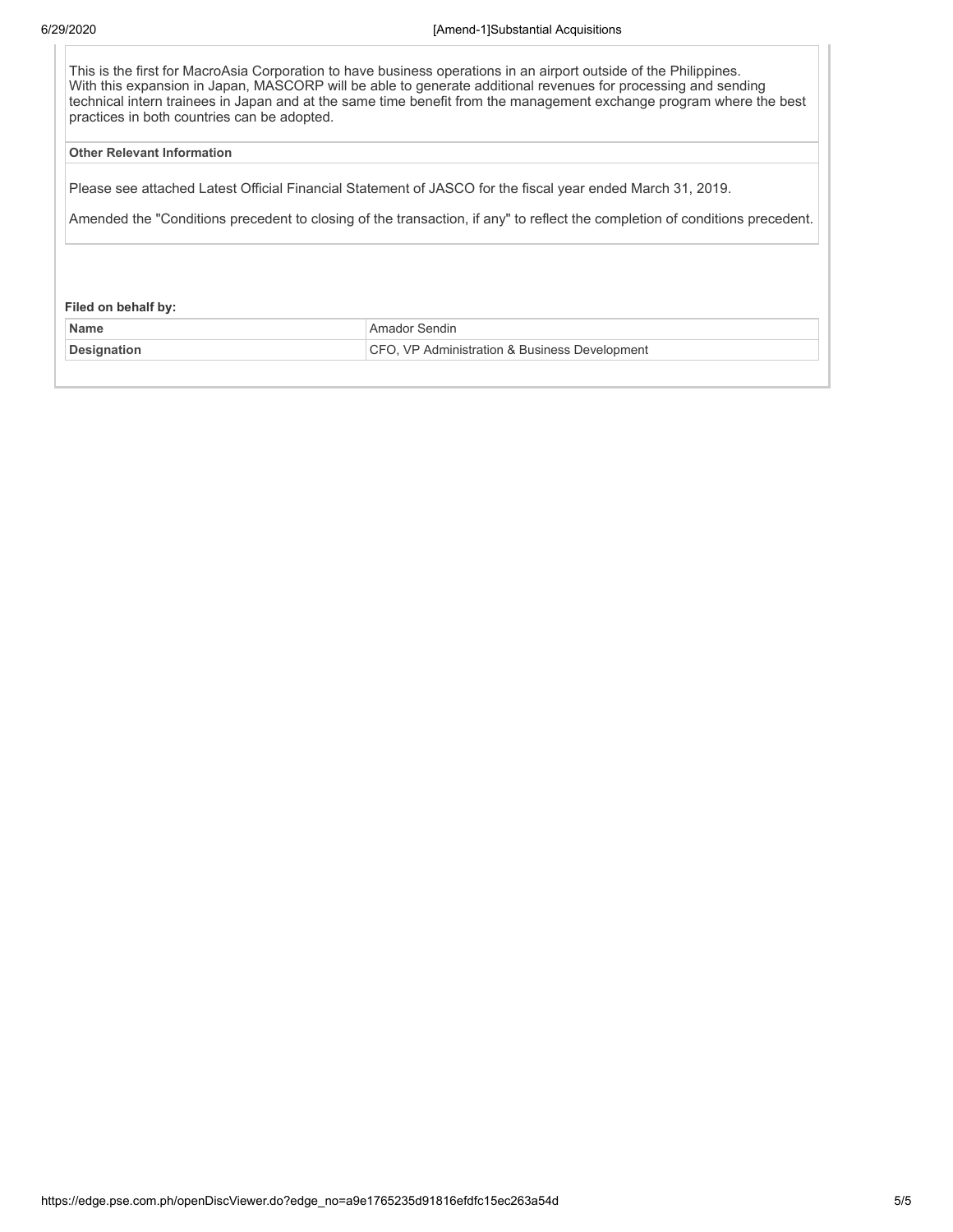This is the first for MacroAsia Corporation to have business operations in an airport outside of the Philippines.
With this expansion in Japan, MASCORP will be able to generate additional revenues for processing and sending technical intern trainees in Japan and at the same time benefit from the management exchange program where the best practices in both countries can be adopted.

**Other Relevant Information**

Please see attached Latest Official Financial Statement of JASCO for the fiscal year ended March 31, 2019.

Amended the "Conditions precedent to closing of the transaction, if any" to reflect the completion of conditions precedent.

**Filed on behalf by:**

| | |
|---|---|
| **Name** | Amador Sendin |
| **Designation** | CFO, VP Administration & Business Development |